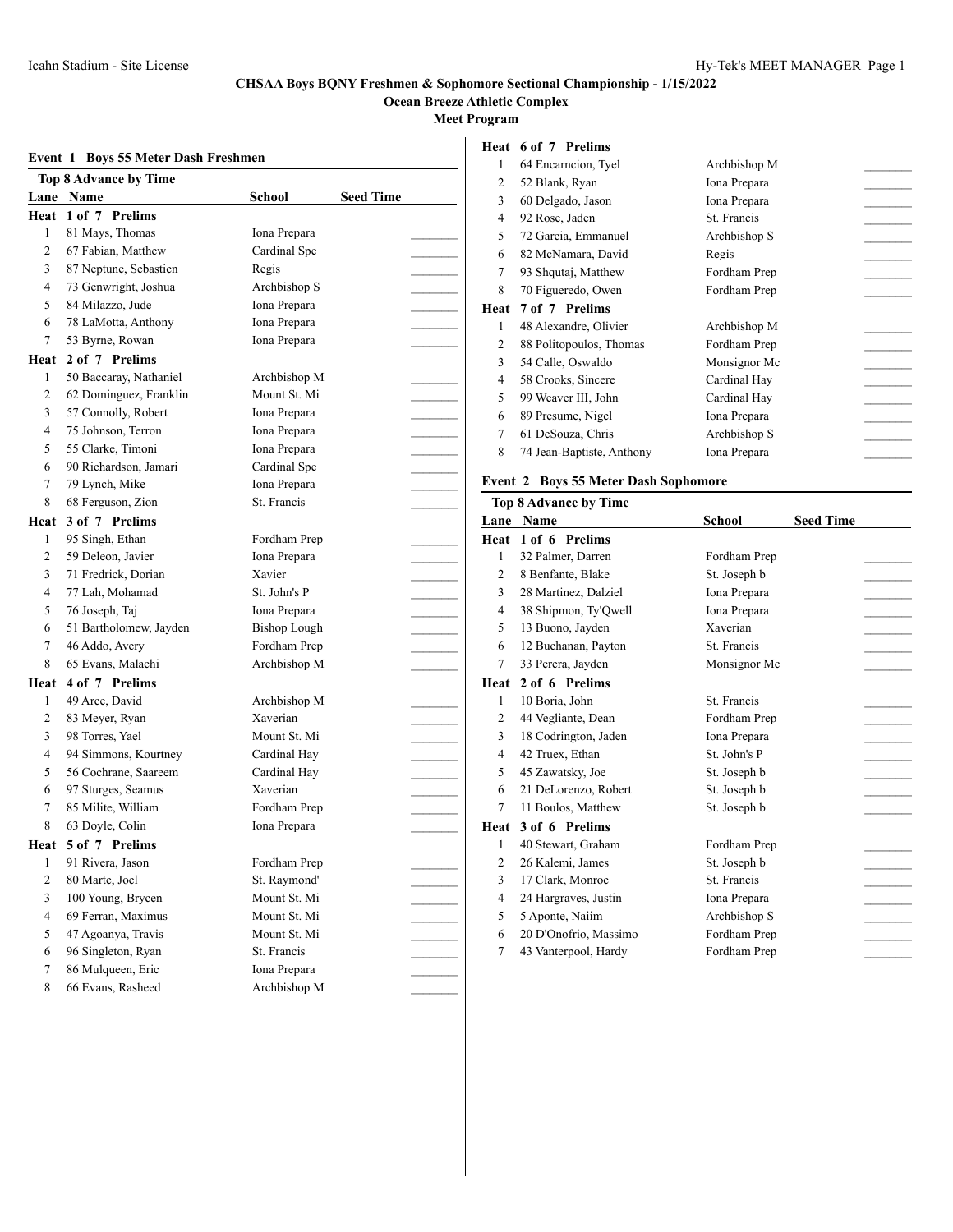**CHSAA Boys BQNY Freshmen & Sophomore Sectional Championship - 1/15/2022**
**Ocean Breeze Athletic Complex**
**Meet Program**

### Event 1 Boys 55 Meter Dash Freshmen

**Top 8 Advance by Time**

| Lane | Name | School | Seed Time |
|---|---|---|---|
| **Heat 1 of 7 Prelims** | | | |
| 1 | 81 Mays, Thomas | Iona Prepara | |
| 2 | 67 Fabian, Matthew | Cardinal Spe | |
| 3 | 87 Neptune, Sebastien | Regis | |
| 4 | 73 Genwright, Joshua | Archbishop S | |
| 5 | 84 Milazzo, Jude | Iona Prepara | |
| 6 | 78 LaMotta, Anthony | Iona Prepara | |
| 7 | 53 Byrne, Rowan | Iona Prepara | |
| **Heat 2 of 7 Prelims** | | | |
| 1 | 50 Baccaray, Nathaniel | Archbishop M | |
| 2 | 62 Dominguez, Franklin | Mount St. Mi | |
| 3 | 57 Connolly, Robert | Iona Prepara | |
| 4 | 75 Johnson, Terron | Iona Prepara | |
| 5 | 55 Clarke, Timoni | Iona Prepara | |
| 6 | 90 Richardson, Jamari | Cardinal Spe | |
| 7 | 79 Lynch, Mike | Iona Prepara | |
| 8 | 68 Ferguson, Zion | St. Francis | |
| **Heat 3 of 7 Prelims** | | | |
| 1 | 95 Singh, Ethan | Fordham Prep | |
| 2 | 59 Deleon, Javier | Iona Prepara | |
| 3 | 71 Fredrick, Dorian | Xavier | |
| 4 | 77 Lah, Mohamad | St. John's P | |
| 5 | 76 Joseph, Taj | Iona Prepara | |
| 6 | 51 Bartholomew, Jayden | Bishop Lough | |
| 7 | 46 Addo, Avery | Fordham Prep | |
| 8 | 65 Evans, Malachi | Archbishop M | |
| **Heat 4 of 7 Prelims** | | | |
| 1 | 49 Arce, David | Archbishop M | |
| 2 | 83 Meyer, Ryan | Xaverian | |
| 3 | 98 Torres, Yael | Mount St. Mi | |
| 4 | 94 Simmons, Kourtney | Cardinal Hay | |
| 5 | 56 Cochrane, Saareem | Cardinal Hay | |
| 6 | 97 Sturges, Seamus | Xaverian | |
| 7 | 85 Milite, William | Fordham Prep | |
| 8 | 63 Doyle, Colin | Iona Prepara | |
| **Heat 5 of 7 Prelims** | | | |
| 1 | 91 Rivera, Jason | Fordham Prep | |
| 2 | 80 Marte, Joel | St. Raymond' | |
| 3 | 100 Young, Brycen | Mount St. Mi | |
| 4 | 69 Ferran, Maximus | Mount St. Mi | |
| 5 | 47 Agoanya, Travis | Mount St. Mi | |
| 6 | 96 Singleton, Ryan | St. Francis | |
| 7 | 86 Mulqueen, Eric | Iona Prepara | |
| 8 | 66 Evans, Rasheed | Archbishop M | |
| **Heat 6 of 7 Prelims** | | | |
| 1 | 64 Encarncion, Tyel | Archbishop M | |
| 2 | 52 Blank, Ryan | Iona Prepara | |
| 3 | 60 Delgado, Jason | Iona Prepara | |
| 4 | 92 Rose, Jaden | St. Francis | |
| 5 | 72 Garcia, Emmanuel | Archbishop S | |
| 6 | 82 McNamara, David | Regis | |
| 7 | 93 Shqutaj, Matthew | Fordham Prep | |
| 8 | 70 Figueredo, Owen | Fordham Prep | |
| **Heat 7 of 7 Prelims** | | | |
| 1 | 48 Alexandre, Olivier | Archbishop M | |
| 2 | 88 Politopoulos, Thomas | Fordham Prep | |
| 3 | 54 Calle, Oswaldo | Monsignor Mc | |
| 4 | 58 Crooks, Sincere | Cardinal Hay | |
| 5 | 99 Weaver III, John | Cardinal Hay | |
| 6 | 89 Presume, Nigel | Iona Prepara | |
| 7 | 61 DeSouza, Chris | Archbishop S | |
| 8 | 74 Jean-Baptiste, Anthony | Iona Prepara | |

### Event 2 Boys 55 Meter Dash Sophomore

**Top 8 Advance by Time**

| Lane | Name | School | Seed Time |
|---|---|---|---|
| **Heat 1 of 6 Prelims** | | | |
| 1 | 32 Palmer, Darren | Fordham Prep | |
| 2 | 8 Benfante, Blake | St. Joseph b | |
| 3 | 28 Martinez, Dalziel | Iona Prepara | |
| 4 | 38 Shipmon, Ty'Qwell | Iona Prepara | |
| 5 | 13 Buono, Jayden | Xaverian | |
| 6 | 12 Buchanan, Payton | St. Francis | |
| 7 | 33 Perera, Jayden | Monsignor Mc | |
| **Heat 2 of 6 Prelims** | | | |
| 1 | 10 Boria, John | St. Francis | |
| 2 | 44 Vegliante, Dean | Fordham Prep | |
| 3 | 18 Codrington, Jaden | Iona Prepara | |
| 4 | 42 Truex, Ethan | St. John's P | |
| 5 | 45 Zawatsky, Joe | St. Joseph b | |
| 6 | 21 DeLorenzo, Robert | St. Joseph b | |
| 7 | 11 Boulos, Matthew | St. Joseph b | |
| **Heat 3 of 6 Prelims** | | | |
| 1 | 40 Stewart, Graham | Fordham Prep | |
| 2 | 26 Kalemi, James | St. Joseph b | |
| 3 | 17 Clark, Monroe | St. Francis | |
| 4 | 24 Hargraves, Justin | Iona Prepara | |
| 5 | 5 Aponte, Naiim | Archbishop S | |
| 6 | 20 D'Onofrio, Massimo | Fordham Prep | |
| 7 | 43 Vanterpool, Hardy | Fordham Prep | |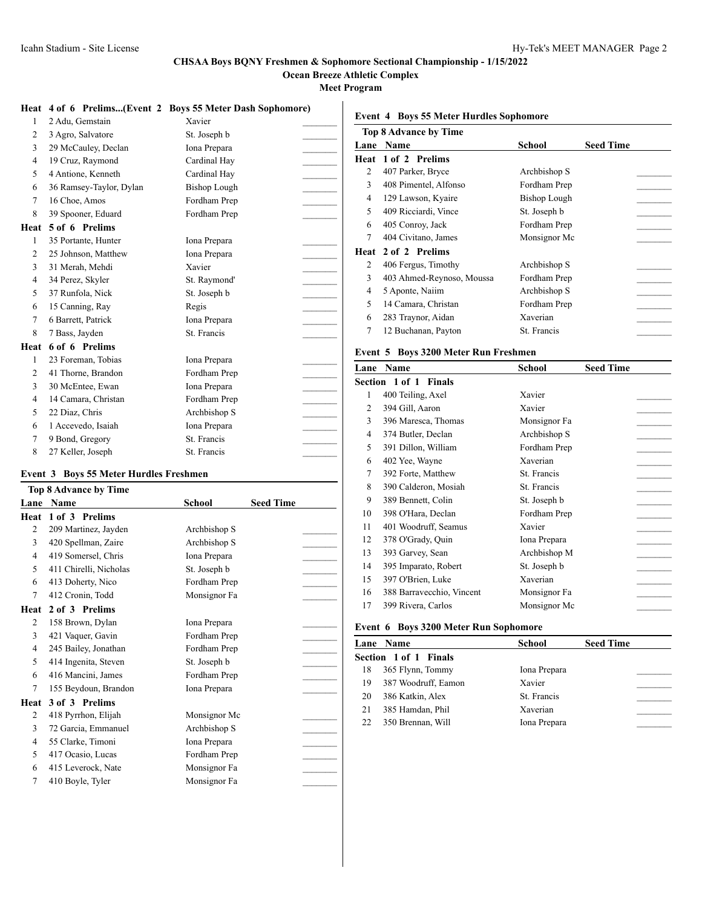## CHSAA Boys BQNY Freshmen & Sophomore Sectional Championship - 1/15/2022

**Ocean Breeze Athletic Complex**

**Meet Program**

**Heat 4 of 6 Prelims...(Event 2 Boys 55 Meter Dash Sophomore)**

| Lane | Name | School | Seed Time |
|---|---|---|---|
| 1 | 2 Adu, Gemstain | Xavier | _______ |
| 2 | 3 Agro, Salvatore | St. Joseph b | _______ |
| 3 | 29 McCauley, Declan | Iona Prepara | _______ |
| 4 | 19 Cruz, Raymond | Cardinal Hay | _______ |
| 5 | 4 Antione, Kenneth | Cardinal Hay | _______ |
| 6 | 36 Ramsey-Taylor, Dylan | Bishop Lough | _______ |
| 7 | 16 Choe, Amos | Fordham Prep | _______ |
| 8 | 39 Spooner, Eduard | Fordham Prep | _______ |
| **Heat 5 of 6 Prelims** | | | |
| 1 | 35 Portante, Hunter | Iona Prepara | _______ |
| 2 | 25 Johnson, Matthew | Iona Prepara | _______ |
| 3 | 31 Merah, Mehdi | Xavier | _______ |
| 4 | 34 Perez, Skyler | St. Raymond' | _______ |
| 5 | 37 Runfola, Nick | St. Joseph b | _______ |
| 6 | 15 Canning, Ray | Regis | _______ |
| 7 | 6 Barrett, Patrick | Iona Prepara | _______ |
| 8 | 7 Bass, Jayden | St. Francis | _______ |
| **Heat 6 of 6 Prelims** | | | |
| 1 | 23 Foreman, Tobias | Iona Prepara | _______ |
| 2 | 41 Thorne, Brandon | Fordham Prep | _______ |
| 3 | 30 McEntee, Ewan | Iona Prepara | _______ |
| 4 | 14 Camara, Christan | Fordham Prep | _______ |
| 5 | 22 Diaz, Chris | Archbishop S | _______ |
| 6 | 1 Accevedo, Isaiah | Iona Prepara | _______ |
| 7 | 9 Bond, Gregory | St. Francis | _______ |
| 8 | 27 Keller, Joseph | St. Francis | _______ |

### Event 3 Boys 55 Meter Hurdles Freshmen

**Top 8 Advance by Time**

| Lane | Name | School | Seed Time |
|---|---|---|---|
| **Heat 1 of 3 Prelims** | | | |
| 2 | 209 Martinez, Jayden | Archbishop S | _______ |
| 3 | 420 Spellman, Zaire | Archbishop S | _______ |
| 4 | 419 Somersel, Chris | Iona Prepara | _______ |
| 5 | 411 Chirelli, Nicholas | St. Joseph b | _______ |
| 6 | 413 Doherty, Nico | Fordham Prep | _______ |
| 7 | 412 Cronin, Todd | Monsignor Fa | _______ |
| **Heat 2 of 3 Prelims** | | | |
| 2 | 158 Brown, Dylan | Iona Prepara | _______ |
| 3 | 421 Vaquer, Gavin | Fordham Prep | _______ |
| 4 | 245 Bailey, Jonathan | Fordham Prep | _______ |
| 5 | 414 Ingenita, Steven | St. Joseph b | _______ |
| 6 | 416 Mancini, James | Fordham Prep | _______ |
| 7 | 155 Beydoun, Brandon | Iona Prepara | _______ |
| **Heat 3 of 3 Prelims** | | | |
| 2 | 418 Pyrrhon, Elijah | Monsignor Mc | _______ |
| 3 | 72 Garcia, Emmanuel | Archbishop S | _______ |
| 4 | 55 Clarke, Timoni | Iona Prepara | _______ |
| 5 | 417 Ocasio, Lucas | Fordham Prep | _______ |
| 6 | 415 Leverock, Nate | Monsignor Fa | _______ |
| 7 | 410 Boyle, Tyler | Monsignor Fa | _______ |

### Event 4 Boys 55 Meter Hurdles Sophomore

**Top 8 Advance by Time**

| Lane | Name | School | Seed Time |
|---|---|---|---|
| **Heat 1 of 2 Prelims** | | | |
| 2 | 407 Parker, Bryce | Archbishop S | _______ |
| 3 | 408 Pimentel, Alfonso | Fordham Prep | _______ |
| 4 | 129 Lawson, Kyaire | Bishop Lough | _______ |
| 5 | 409 Ricciardi, Vince | St. Joseph b | _______ |
| 6 | 405 Conroy, Jack | Fordham Prep | _______ |
| 7 | 404 Civitano, James | Monsignor Mc | _______ |
| **Heat 2 of 2 Prelims** | | | |
| 2 | 406 Fergus, Timothy | Archbishop S | _______ |
| 3 | 403 Ahmed-Reynoso, Moussa | Fordham Prep | _______ |
| 4 | 5 Aponte, Naiim | Archbishop S | _______ |
| 5 | 14 Camara, Christan | Fordham Prep | _______ |
| 6 | 283 Traynor, Aidan | Xaverian | _______ |
| 7 | 12 Buchanan, Payton | St. Francis | _______ |

### Event 5 Boys 3200 Meter Run Freshmen

| Lane | Name | School | Seed Time |
|---|---|---|---|
| **Section 1 of 1 Finals** | | | |
| 1 | 400 Teiling, Axel | Xavier | _______ |
| 2 | 394 Gill, Aaron | Xavier | _______ |
| 3 | 396 Maresca, Thomas | Monsignor Fa | _______ |
| 4 | 374 Butler, Declan | Archbishop S | _______ |
| 5 | 391 Dillon, William | Fordham Prep | _______ |
| 6 | 402 Yee, Wayne | Xaverian | _______ |
| 7 | 392 Forte, Matthew | St. Francis | _______ |
| 8 | 390 Calderon, Mosiah | St. Francis | _______ |
| 9 | 389 Bennett, Colin | St. Joseph b | _______ |
| 10 | 398 O'Hara, Declan | Fordham Prep | _______ |
| 11 | 401 Woodruff, Seamus | Xavier | _______ |
| 12 | 378 O'Grady, Quin | Iona Prepara | _______ |
| 13 | 393 Garvey, Sean | Archbishop M | _______ |
| 14 | 395 Imparato, Robert | St. Joseph b | _______ |
| 15 | 397 O'Brien, Luke | Xaverian | _______ |
| 16 | 388 Barravecchio, Vincent | Monsignor Fa | _______ |
| 17 | 399 Rivera, Carlos | Monsignor Mc | _______ |

### Event 6 Boys 3200 Meter Run Sophomore

| Lane | Name | School | Seed Time |
|---|---|---|---|
| **Section 1 of 1 Finals** | | | |
| 18 | 365 Flynn, Tommy | Iona Prepara | _______ |
| 19 | 387 Woodruff, Eamon | Xavier | _______ |
| 20 | 386 Katkin, Alex | St. Francis | _______ |
| 21 | 385 Hamdan, Phil | Xaverian | _______ |
| 22 | 350 Brennan, Will | Iona Prepara | _______ |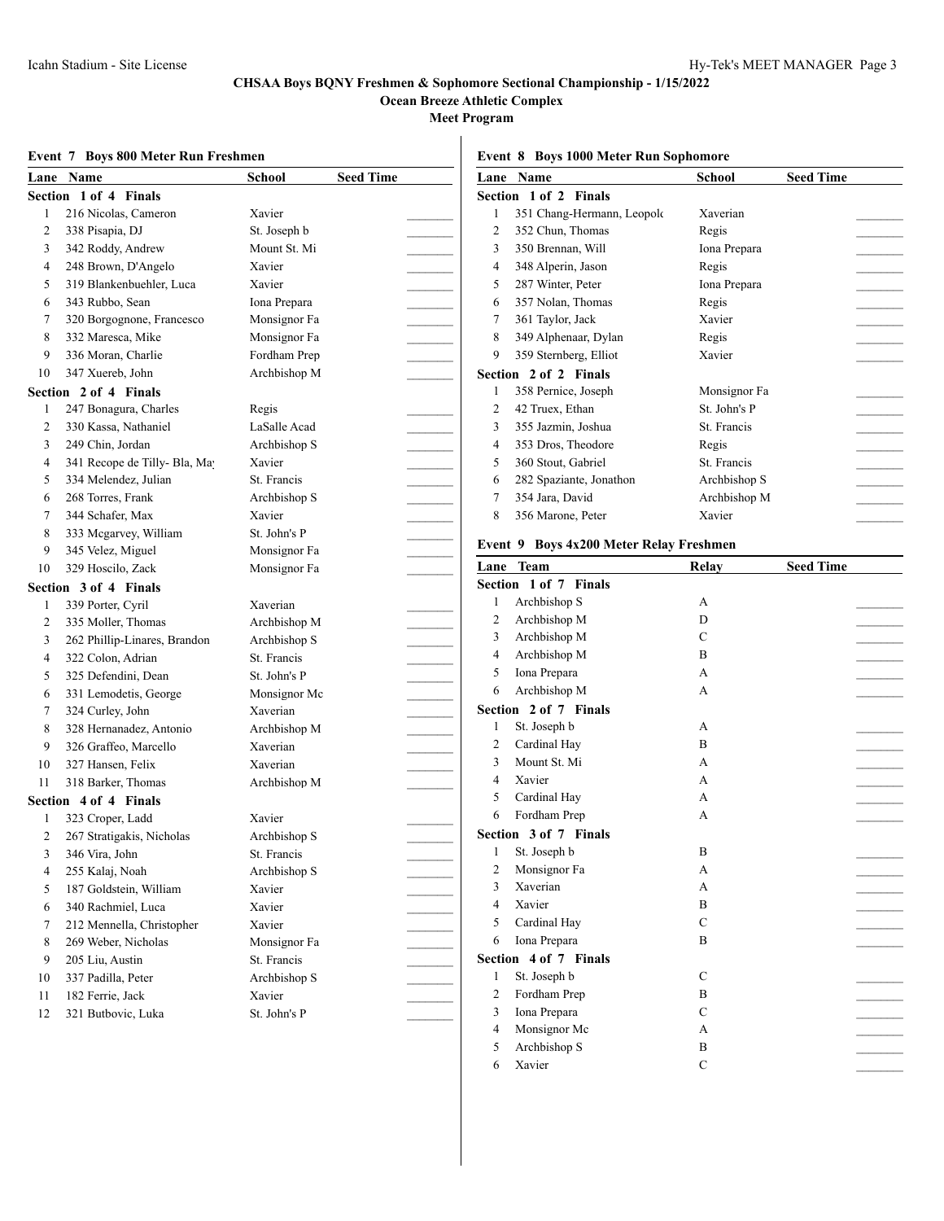# CHSAA Boys BQNY Freshmen & Sophomore Sectional Championship - 1/15/2022

## Ocean Breeze Athletic Complex

## Meet Program

### Event 7 Boys 800 Meter Run Freshmen

| Lane | Name | School | Seed Time |
|---|---|---|---|
| **Section 1 of 4 Finals** | | | |
| 1 | 216 Nicolas, Cameron | Xavier | _______ |
| 2 | 338 Pisapia, DJ | St. Joseph b | _______ |
| 3 | 342 Roddy, Andrew | Mount St. Mi | _______ |
| 4 | 248 Brown, D'Angelo | Xavier | _______ |
| 5 | 319 Blankenbuehler, Luca | Xavier | _______ |
| 6 | 343 Rubbo, Sean | Iona Prepara | _______ |
| 7 | 320 Borgognone, Francesco | Monsignor Fa | _______ |
| 8 | 332 Maresca, Mike | Monsignor Fa | _______ |
| 9 | 336 Moran, Charlie | Fordham Prep | _______ |
| 10 | 347 Xuereb, John | Archbishop M | _______ |
| **Section 2 of 4 Finals** | | | |
| 1 | 247 Bonagura, Charles | Regis | _______ |
| 2 | 330 Kassa, Nathaniel | LaSalle Acad | _______ |
| 3 | 249 Chin, Jordan | Archbishop S | _______ |
| 4 | 341 Recope de Tilly- Bla, May | Xavier | _______ |
| 5 | 334 Melendez, Julian | St. Francis | _______ |
| 6 | 268 Torres, Frank | Archbishop S | _______ |
| 7 | 344 Schafer, Max | Xavier | _______ |
| 8 | 333 Mcgarvey, William | St. John's P | _______ |
| 9 | 345 Velez, Miguel | Monsignor Fa | _______ |
| 10 | 329 Hoscilo, Zack | Monsignor Fa | _______ |
| **Section 3 of 4 Finals** | | | |
| 1 | 339 Porter, Cyril | Xaverian | _______ |
| 2 | 335 Moller, Thomas | Archbishop M | _______ |
| 3 | 262 Phillip-Linares, Brandon | Archbishop S | _______ |
| 4 | 322 Colon, Adrian | St. Francis | _______ |
| 5 | 325 Defendini, Dean | St. John's P | _______ |
| 6 | 331 Lemodetis, George | Monsignor Mc | _______ |
| 7 | 324 Curley, John | Xaverian | _______ |
| 8 | 328 Hernanadez, Antonio | Archbishop M | _______ |
| 9 | 326 Graffeo, Marcello | Xaverian | _______ |
| 10 | 327 Hansen, Felix | Xaverian | _______ |
| 11 | 318 Barker, Thomas | Archbishop M | _______ |
| **Section 4 of 4 Finals** | | | |
| 1 | 323 Croper, Ladd | Xavier | _______ |
| 2 | 267 Stratigakis, Nicholas | Archbishop S | _______ |
| 3 | 346 Vira, John | St. Francis | _______ |
| 4 | 255 Kalaj, Noah | Archbishop S | _______ |
| 5 | 187 Goldstein, William | Xavier | _______ |
| 6 | 340 Rachmiel, Luca | Xavier | _______ |
| 7 | 212 Mennella, Christopher | Xavier | _______ |
| 8 | 269 Weber, Nicholas | Monsignor Fa | _______ |
| 9 | 205 Liu, Austin | St. Francis | _______ |
| 10 | 337 Padilla, Peter | Archbishop S | _______ |
| 11 | 182 Ferrie, Jack | Xavier | _______ |
| 12 | 321 Butbovic, Luka | St. John's P | _______ |

### Event 8 Boys 1000 Meter Run Sophomore

| Lane | Name | School | Seed Time |
|---|---|---|---|
| **Section 1 of 2 Finals** | | | |
| 1 | 351 Chang-Hermann, Leopold | Xaverian | _______ |
| 2 | 352 Chun, Thomas | Regis | _______ |
| 3 | 350 Brennan, Will | Iona Prepara | _______ |
| 4 | 348 Alperin, Jason | Regis | _______ |
| 5 | 287 Winter, Peter | Iona Prepara | _______ |
| 6 | 357 Nolan, Thomas | Regis | _______ |
| 7 | 361 Taylor, Jack | Xavier | _______ |
| 8 | 349 Alphenaar, Dylan | Regis | _______ |
| 9 | 359 Sternberg, Elliot | Xavier | _______ |
| **Section 2 of 2 Finals** | | | |
| 1 | 358 Pernice, Joseph | Monsignor Fa | _______ |
| 2 | 42 Truex, Ethan | St. John's P | _______ |
| 3 | 355 Jazmin, Joshua | St. Francis | _______ |
| 4 | 353 Dros, Theodore | Regis | _______ |
| 5 | 360 Stout, Gabriel | St. Francis | _______ |
| 6 | 282 Spaziante, Jonathon | Archbishop S | _______ |
| 7 | 354 Jara, David | Archbishop M | _______ |
| 8 | 356 Marone, Peter | Xavier | _______ |

### Event 9 Boys 4x200 Meter Relay Freshmen

| Lane | Team | Relay | Seed Time |
|---|---|---|---|
| **Section 1 of 7 Finals** | | | |
| 1 | Archbishop S | A | _______ |
| 2 | Archbishop M | D | _______ |
| 3 | Archbishop M | C | _______ |
| 4 | Archbishop M | B | _______ |
| 5 | Iona Prepara | A | _______ |
| 6 | Archbishop M | A | _______ |
| **Section 2 of 7 Finals** | | | |
| 1 | St. Joseph b | A | _______ |
| 2 | Cardinal Hay | B | _______ |
| 3 | Mount St. Mi | A | _______ |
| 4 | Xavier | A | _______ |
| 5 | Cardinal Hay | A | _______ |
| 6 | Fordham Prep | A | _______ |
| **Section 3 of 7 Finals** | | | |
| 1 | St. Joseph b | B | _______ |
| 2 | Monsignor Fa | A | _______ |
| 3 | Xaverian | A | _______ |
| 4 | Xavier | B | _______ |
| 5 | Cardinal Hay | C | _______ |
| 6 | Iona Prepara | B | _______ |
| **Section 4 of 7 Finals** | | | |
| 1 | St. Joseph b | C | _______ |
| 2 | Fordham Prep | B | _______ |
| 3 | Iona Prepara | C | _______ |
| 4 | Monsignor Mc | A | _______ |
| 5 | Archbishop S | B | _______ |
| 6 | Xavier | C | _______ |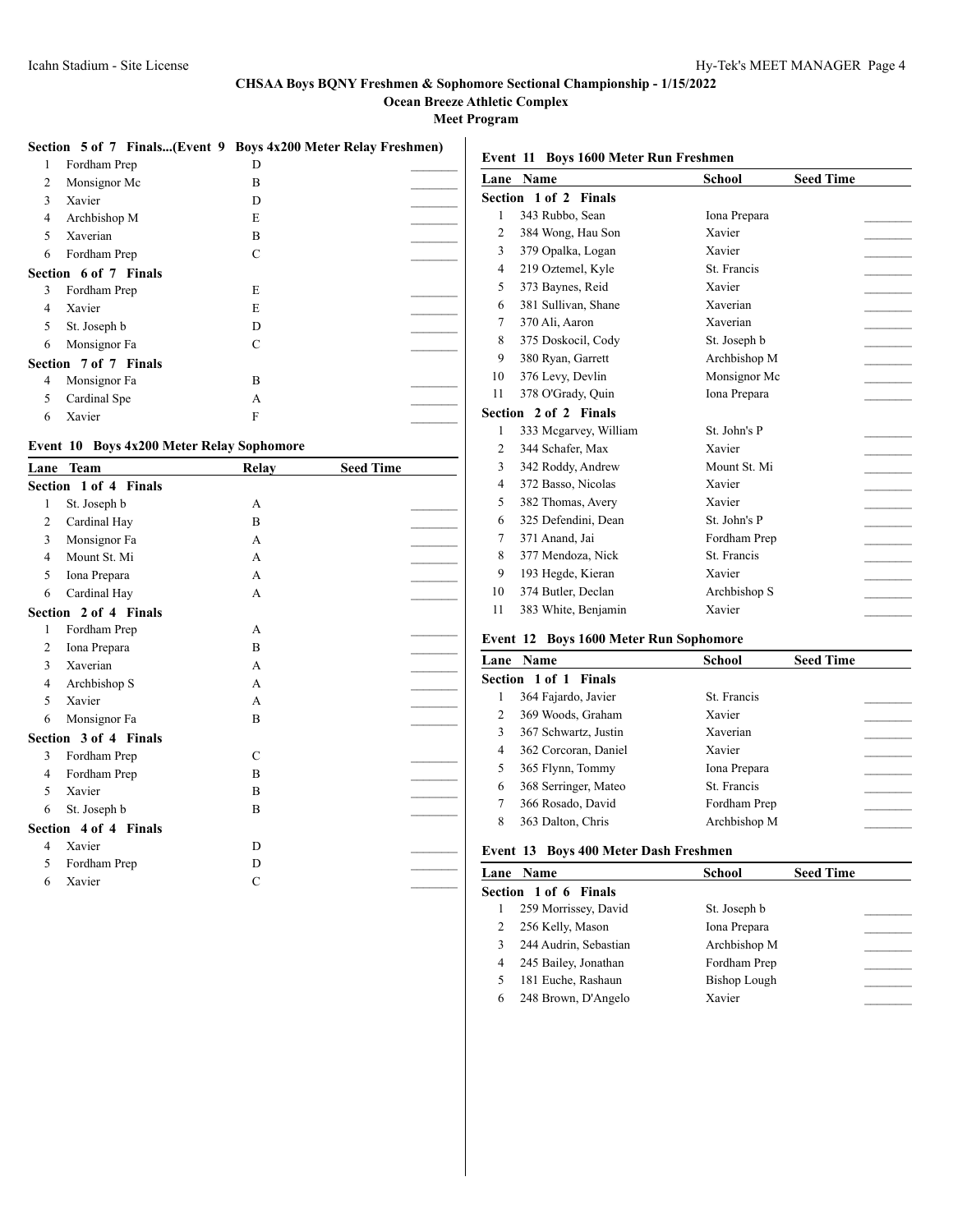**CHSAA Boys BQNY Freshmen & Sophomore Sectional Championship - 1/15/2022**

**Ocean Breeze Athletic Complex**

**Meet Program**

**Section 5 of 7 Finals...(Event 9 Boys 4x200 Meter Relay Freshmen)**

| Lane | Team | Relay | Seed Time |
|---|---|---|---|
| 1 | Fordham Prep | D | _______ |
| 2 | Monsignor Mc | B | _______ |
| 3 | Xavier | D | _______ |
| 4 | Archbishop M | E | _______ |
| 5 | Xaverian | B | _______ |
| 6 | Fordham Prep | C | _______ |
| **Section 6 of 7 Finals** | | | |
| 3 | Fordham Prep | E | _______ |
| 4 | Xavier | E | _______ |
| 5 | St. Joseph b | D | _______ |
| 6 | Monsignor Fa | C | _______ |
| **Section 7 of 7 Finals** | | | |
| 4 | Monsignor Fa | B | _______ |
| 5 | Cardinal Spe | A | _______ |
| 6 | Xavier | F | _______ |

### Event 10 Boys 4x200 Meter Relay Sophomore

| Lane | Team | Relay | Seed Time |
|---|---|---|---|
| **Section 1 of 4 Finals** | | | |
| 1 | St. Joseph b | A | _______ |
| 2 | Cardinal Hay | B | _______ |
| 3 | Monsignor Fa | A | _______ |
| 4 | Mount St. Mi | A | _______ |
| 5 | Iona Prepara | A | _______ |
| 6 | Cardinal Hay | A | _______ |
| **Section 2 of 4 Finals** | | | |
| 1 | Fordham Prep | A | _______ |
| 2 | Iona Prepara | B | _______ |
| 3 | Xaverian | A | _______ |
| 4 | Archbishop S | A | _______ |
| 5 | Xavier | A | _______ |
| 6 | Monsignor Fa | B | _______ |
| **Section 3 of 4 Finals** | | | |
| 3 | Fordham Prep | C | _______ |
| 4 | Fordham Prep | B | _______ |
| 5 | Xavier | B | _______ |
| 6 | St. Joseph b | B | _______ |
| **Section 4 of 4 Finals** | | | |
| 4 | Xavier | D | _______ |
| 5 | Fordham Prep | D | _______ |
| 6 | Xavier | C | _______ |

### Event 11 Boys 1600 Meter Run Freshmen

| Lane | Name | School | Seed Time |
|---|---|---|---|
| **Section 1 of 2 Finals** | | | |
| 1 | 343 Rubbo, Sean | Iona Prepara | _______ |
| 2 | 384 Wong, Hau Son | Xavier | _______ |
| 3 | 379 Opalka, Logan | Xavier | _______ |
| 4 | 219 Oztemel, Kyle | St. Francis | _______ |
| 5 | 373 Baynes, Reid | Xavier | _______ |
| 6 | 381 Sullivan, Shane | Xaverian | _______ |
| 7 | 370 Ali, Aaron | Xaverian | _______ |
| 8 | 375 Doskocil, Cody | St. Joseph b | _______ |
| 9 | 380 Ryan, Garrett | Archbishop M | _______ |
| 10 | 376 Levy, Devlin | Monsignor Mc | _______ |
| 11 | 378 O'Grady, Quin | Iona Prepara | _______ |
| **Section 2 of 2 Finals** | | | |
| 1 | 333 Mcgarvey, William | St. John's P | _______ |
| 2 | 344 Schafer, Max | Xavier | _______ |
| 3 | 342 Roddy, Andrew | Mount St. Mi | _______ |
| 4 | 372 Basso, Nicolas | Xavier | _______ |
| 5 | 382 Thomas, Avery | Xavier | _______ |
| 6 | 325 Defendini, Dean | St. John's P | _______ |
| 7 | 371 Anand, Jai | Fordham Prep | _______ |
| 8 | 377 Mendoza, Nick | St. Francis | _______ |
| 9 | 193 Hegde, Kieran | Xavier | _______ |
| 10 | 374 Butler, Declan | Archbishop S | _______ |
| 11 | 383 White, Benjamin | Xavier | _______ |

### Event 12 Boys 1600 Meter Run Sophomore

| Lane | Name | School | Seed Time |
|---|---|---|---|
| **Section 1 of 1 Finals** | | | |
| 1 | 364 Fajardo, Javier | St. Francis | _______ |
| 2 | 369 Woods, Graham | Xavier | _______ |
| 3 | 367 Schwartz, Justin | Xaverian | _______ |
| 4 | 362 Corcoran, Daniel | Xavier | _______ |
| 5 | 365 Flynn, Tommy | Iona Prepara | _______ |
| 6 | 368 Serringer, Mateo | St. Francis | _______ |
| 7 | 366 Rosado, David | Fordham Prep | _______ |
| 8 | 363 Dalton, Chris | Archbishop M | _______ |

### Event 13 Boys 400 Meter Dash Freshmen

| Lane | Name | School | Seed Time |
|---|---|---|---|
| **Section 1 of 6 Finals** | | | |
| 1 | 259 Morrissey, David | St. Joseph b | _______ |
| 2 | 256 Kelly, Mason | Iona Prepara | _______ |
| 3 | 244 Audrin, Sebastian | Archbishop M | _______ |
| 4 | 245 Bailey, Jonathan | Fordham Prep | _______ |
| 5 | 181 Euche, Rashaun | Bishop Lough | _______ |
| 6 | 248 Brown, D'Angelo | Xavier | _______ |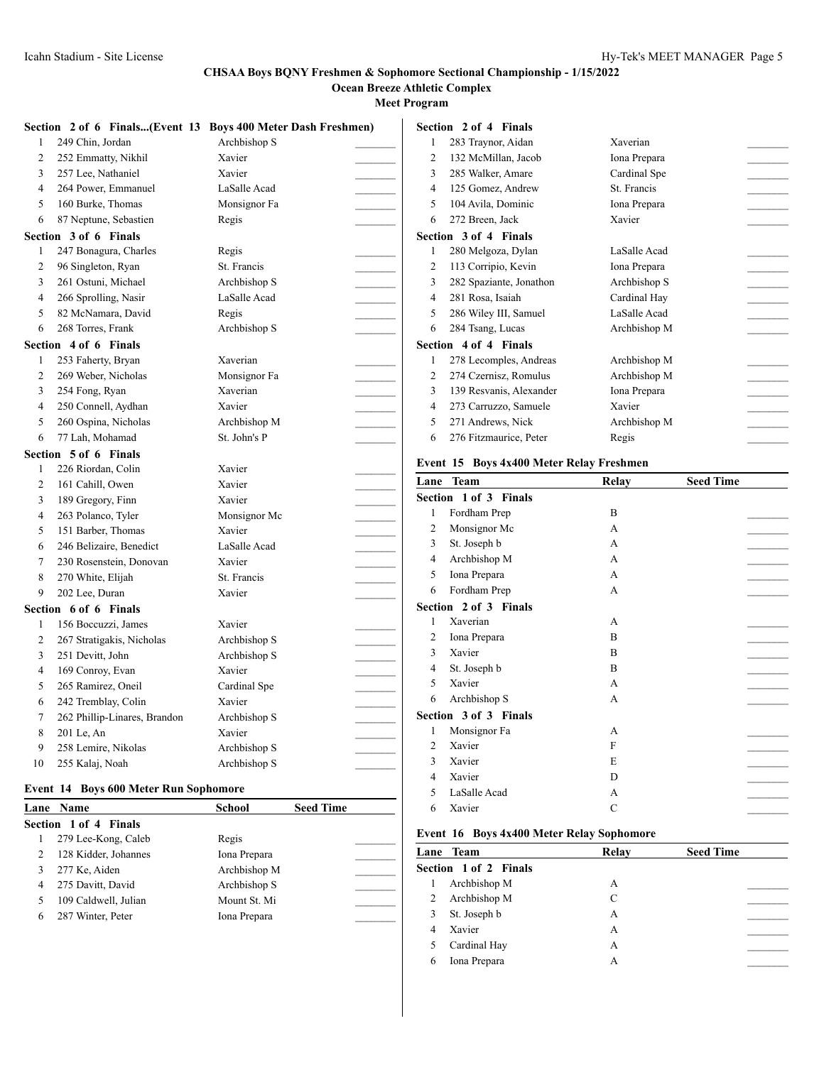## CHSAA Boys BQNY Freshmen & Sophomore Sectional Championship - 1/15/2022

**Ocean Breeze Athletic Complex**

**Meet Program**

### Section 2 of 6 Finals...(Event 13 Boys 400 Meter Dash Freshmen)

| Lane | Name | School | Seed Time |
|---|---|---|---|
| 1 | 249 Chin, Jordan | Archbishop S | |
| 2 | 252 Emmatty, Nikhil | Xavier | |
| 3 | 257 Lee, Nathaniel | Xavier | |
| 4 | 264 Power, Emmanuel | LaSalle Acad | |
| 5 | 160 Burke, Thomas | Monsignor Fa | |
| 6 | 87 Neptune, Sebastien | Regis | |

**Section 3 of 6 Finals**

| Lane | Name | School | Seed Time |
|---|---|---|---|
| 1 | 247 Bonagura, Charles | Regis | |
| 2 | 96 Singleton, Ryan | St. Francis | |
| 3 | 261 Ostuni, Michael | Archbishop S | |
| 4 | 266 Sprolling, Nasir | LaSalle Acad | |
| 5 | 82 McNamara, David | Regis | |
| 6 | 268 Torres, Frank | Archbishop S | |

**Section 4 of 6 Finals**

| Lane | Name | School | Seed Time |
|---|---|---|---|
| 1 | 253 Faherty, Bryan | Xaverian | |
| 2 | 269 Weber, Nicholas | Monsignor Fa | |
| 3 | 254 Fong, Ryan | Xaverian | |
| 4 | 250 Connell, Aydhan | Xavier | |
| 5 | 260 Ospina, Nicholas | Archbishop M | |
| 6 | 77 Lah, Mohamad | St. John's P | |

**Section 5 of 6 Finals**

| Lane | Name | School | Seed Time |
|---|---|---|---|
| 1 | 226 Riordan, Colin | Xavier | |
| 2 | 161 Cahill, Owen | Xavier | |
| 3 | 189 Gregory, Finn | Xavier | |
| 4 | 263 Polanco, Tyler | Monsignor Mc | |
| 5 | 151 Barber, Thomas | Xavier | |
| 6 | 246 Belizaire, Benedict | LaSalle Acad | |
| 7 | 230 Rosenstein, Donovan | Xavier | |
| 8 | 270 White, Elijah | St. Francis | |
| 9 | 202 Lee, Duran | Xavier | |

**Section 6 of 6 Finals**

| Lane | Name | School | Seed Time |
|---|---|---|---|
| 1 | 156 Boccuzzi, James | Xavier | |
| 2 | 267 Stratigakis, Nicholas | Archbishop S | |
| 3 | 251 Devitt, John | Archbishop S | |
| 4 | 169 Conroy, Evan | Xavier | |
| 5 | 265 Ramirez, Oneil | Cardinal Spe | |
| 6 | 242 Tremblay, Colin | Xavier | |
| 7 | 262 Phillip-Linares, Brandon | Archbishop S | |
| 8 | 201 Le, An | Xavier | |
| 9 | 258 Lemire, Nikolas | Archbishop S | |
| 10 | 255 Kalaj, Noah | Archbishop S | |

### Event 14 Boys 600 Meter Run Sophomore

| Lane | Name | School | Seed Time |
|---|---|---|---|
| | **Section 1 of 4 Finals** | | |
| 1 | 279 Lee-Kong, Caleb | Regis | |
| 2 | 128 Kidder, Johannes | Iona Prepara | |
| 3 | 277 Ke, Aiden | Archbishop M | |
| 4 | 275 Davitt, David | Archbishop S | |
| 5 | 109 Caldwell, Julian | Mount St. Mi | |
| 6 | 287 Winter, Peter | Iona Prepara | |
| | **Section 2 of 4 Finals** | | |
| 1 | 283 Traynor, Aidan | Xaverian | |
| 2 | 132 McMillan, Jacob | Iona Prepara | |
| 3 | 285 Walker, Amare | Cardinal Spe | |
| 4 | 125 Gomez, Andrew | St. Francis | |
| 5 | 104 Avila, Dominic | Iona Prepara | |
| 6 | 272 Breen, Jack | Xavier | |
| | **Section 3 of 4 Finals** | | |
| 1 | 280 Melgoza, Dylan | LaSalle Acad | |
| 2 | 113 Corripio, Kevin | Iona Prepara | |
| 3 | 282 Spaziante, Jonathon | Archbishop S | |
| 4 | 281 Rosa, Isaiah | Cardinal Hay | |
| 5 | 286 Wiley III, Samuel | LaSalle Acad | |
| 6 | 284 Tsang, Lucas | Archbishop M | |
| | **Section 4 of 4 Finals** | | |
| 1 | 278 Lecomples, Andreas | Archbishop M | |
| 2 | 274 Czernisz, Romulus | Archbishop M | |
| 3 | 139 Resvanis, Alexander | Iona Prepara | |
| 4 | 273 Carruzzo, Samuele | Xavier | |
| 5 | 271 Andrews, Nick | Archbishop M | |
| 6 | 276 Fitzmaurice, Peter | Regis | |

### Event 15 Boys 4x400 Meter Relay Freshmen

| Lane | Team | Relay | Seed Time |
|---|---|---|---|
| | **Section 1 of 3 Finals** | | |
| 1 | Fordham Prep | B | |
| 2 | Monsignor Mc | A | |
| 3 | St. Joseph b | A | |
| 4 | Archbishop M | A | |
| 5 | Iona Prepara | A | |
| 6 | Fordham Prep | A | |
| | **Section 2 of 3 Finals** | | |
| 1 | Xaverian | A | |
| 2 | Iona Prepara | B | |
| 3 | Xavier | B | |
| 4 | St. Joseph b | B | |
| 5 | Xavier | A | |
| 6 | Archbishop S | A | |
| | **Section 3 of 3 Finals** | | |
| 1 | Monsignor Fa | A | |
| 2 | Xavier | F | |
| 3 | Xavier | E | |
| 4 | Xavier | D | |
| 5 | LaSalle Acad | A | |
| 6 | Xavier | C | |

### Event 16 Boys 4x400 Meter Relay Sophomore

| Lane | Team | Relay | Seed Time |
|---|---|---|---|
| | **Section 1 of 2 Finals** | | |
| 1 | Archbishop M | A | |
| 2 | Archbishop M | C | |
| 3 | St. Joseph b | A | |
| 4 | Xavier | A | |
| 5 | Cardinal Hay | A | |
| 6 | Iona Prepara | A | |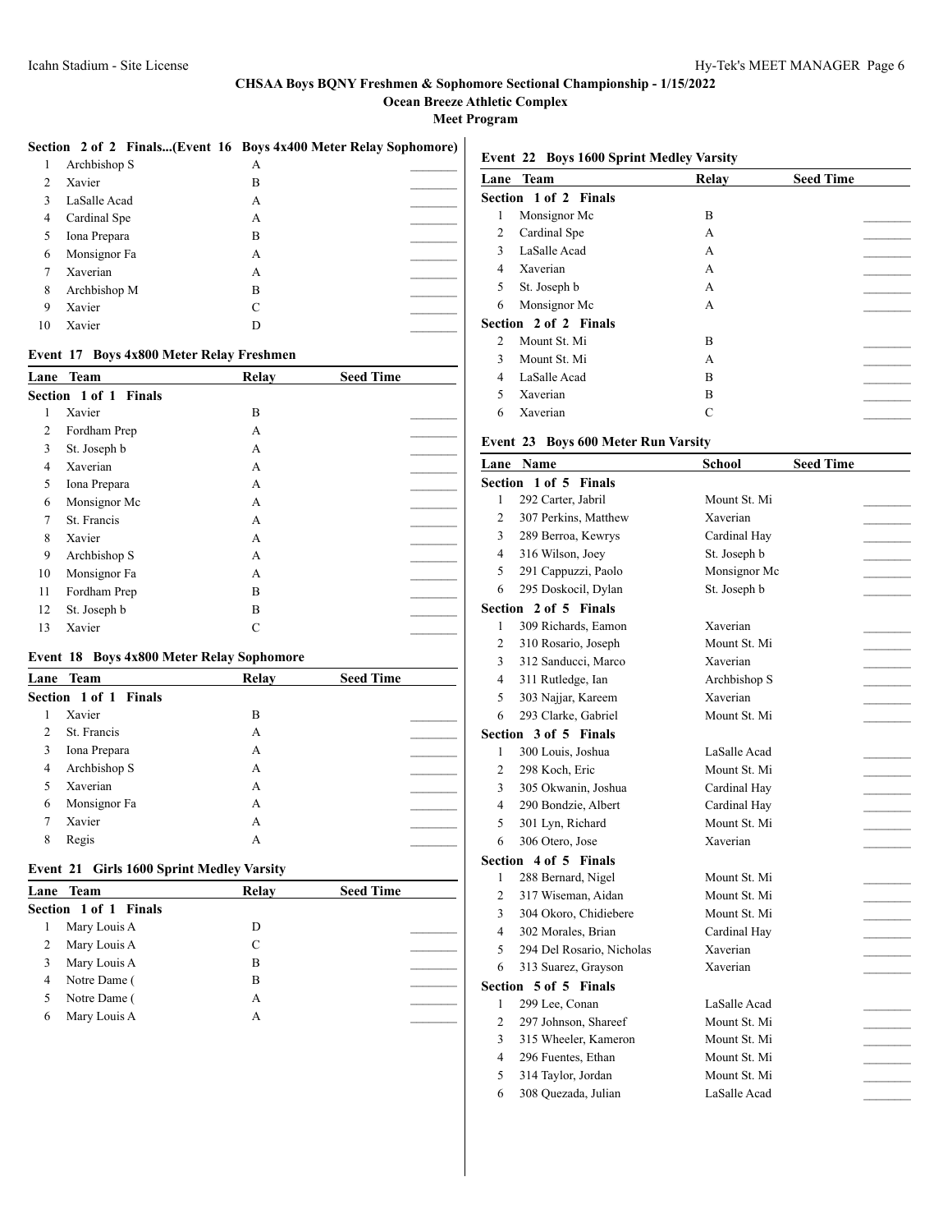## CHSAA Boys BQNY Freshmen & Sophomore Sectional Championship - 1/15/2022

### Ocean Breeze Athletic Complex

### Meet Program

**Section 2 of 2 Finals...(Event 16 Boys 4x400 Meter Relay Sophomore)**

| Lane | Team | Relay | Seed Time |
|---|---|---|---|
| 1 | Archbishop S | A | _______ |
| 2 | Xavier | B | _______ |
| 3 | LaSalle Acad | A | _______ |
| 4 | Cardinal Spe | A | _______ |
| 5 | Iona Prepara | B | _______ |
| 6 | Monsignor Fa | A | _______ |
| 7 | Xaverian | A | _______ |
| 8 | Archbishop M | B | _______ |
| 9 | Xavier | C | _______ |
| 10 | Xavier | D | _______ |

**Event 17 Boys 4x800 Meter Relay Freshmen**

| Lane | Team | Relay | Seed Time |
|---|---|---|---|
| **Section 1 of 1 Finals** | | | |
| 1 | Xavier | B | _______ |
| 2 | Fordham Prep | A | _______ |
| 3 | St. Joseph b | A | _______ |
| 4 | Xaverian | A | _______ |
| 5 | Iona Prepara | A | _______ |
| 6 | Monsignor Mc | A | _______ |
| 7 | St. Francis | A | _______ |
| 8 | Xavier | A | _______ |
| 9 | Archbishop S | A | _______ |
| 10 | Monsignor Fa | A | _______ |
| 11 | Fordham Prep | B | _______ |
| 12 | St. Joseph b | B | _______ |
| 13 | Xavier | C | _______ |

**Event 18 Boys 4x800 Meter Relay Sophomore**

| Lane | Team | Relay | Seed Time |
|---|---|---|---|
| **Section 1 of 1 Finals** | | | |
| 1 | Xavier | B | _______ |
| 2 | St. Francis | A | _______ |
| 3 | Iona Prepara | A | _______ |
| 4 | Archbishop S | A | _______ |
| 5 | Xaverian | A | _______ |
| 6 | Monsignor Fa | A | _______ |
| 7 | Xavier | A | _______ |
| 8 | Regis | A | _______ |

**Event 21 Girls 1600 Sprint Medley Varsity**

| Lane | Team | Relay | Seed Time |
|---|---|---|---|
| **Section 1 of 1 Finals** | | | |
| 1 | Mary Louis A | D | _______ |
| 2 | Mary Louis A | C | _______ |
| 3 | Mary Louis A | B | _______ |
| 4 | Notre Dame ( | B | _______ |
| 5 | Notre Dame ( | A | _______ |
| 6 | Mary Louis A | A | _______ |

**Event 22 Boys 1600 Sprint Medley Varsity**

| Lane | Team | Relay | Seed Time |
|---|---|---|---|
| **Section 1 of 2 Finals** | | | |
| 1 | Monsignor Mc | B | _______ |
| 2 | Cardinal Spe | A | _______ |
| 3 | LaSalle Acad | A | _______ |
| 4 | Xaverian | A | _______ |
| 5 | St. Joseph b | A | _______ |
| 6 | Monsignor Mc | A | _______ |
| **Section 2 of 2 Finals** | | | |
| 2 | Mount St. Mi | B | _______ |
| 3 | Mount St. Mi | A | _______ |
| 4 | LaSalle Acad | B | _______ |
| 5 | Xaverian | B | _______ |
| 6 | Xaverian | C | _______ |

**Event 23 Boys 600 Meter Run Varsity**

| Lane | Name | School | Seed Time |
|---|---|---|---|
| **Section 1 of 5 Finals** | | | |
| 1 | 292 Carter, Jabril | Mount St. Mi | _______ |
| 2 | 307 Perkins, Matthew | Xaverian | _______ |
| 3 | 289 Berroa, Kewrys | Cardinal Hay | _______ |
| 4 | 316 Wilson, Joey | St. Joseph b | _______ |
| 5 | 291 Cappuzzi, Paolo | Monsignor Mc | _______ |
| 6 | 295 Doskocil, Dylan | St. Joseph b | _______ |
| **Section 2 of 5 Finals** | | | |
| 1 | 309 Richards, Eamon | Xaverian | _______ |
| 2 | 310 Rosario, Joseph | Mount St. Mi | _______ |
| 3 | 312 Sanducci, Marco | Xaverian | _______ |
| 4 | 311 Rutledge, Ian | Archbishop S | _______ |
| 5 | 303 Najjar, Kareem | Xaverian | _______ |
| 6 | 293 Clarke, Gabriel | Mount St. Mi | _______ |
| **Section 3 of 5 Finals** | | | |
| 1 | 300 Louis, Joshua | LaSalle Acad | _______ |
| 2 | 298 Koch, Eric | Mount St. Mi | _______ |
| 3 | 305 Okwanin, Joshua | Cardinal Hay | _______ |
| 4 | 290 Bondzie, Albert | Cardinal Hay | _______ |
| 5 | 301 Lyn, Richard | Mount St. Mi | _______ |
| 6 | 306 Otero, Jose | Xaverian | _______ |
| **Section 4 of 5 Finals** | | | |
| 1 | 288 Bernard, Nigel | Mount St. Mi | _______ |
| 2 | 317 Wiseman, Aidan | Mount St. Mi | _______ |
| 3 | 304 Okoro, Chidiebere | Mount St. Mi | _______ |
| 4 | 302 Morales, Brian | Cardinal Hay | _______ |
| 5 | 294 Del Rosario, Nicholas | Xaverian | _______ |
| 6 | 313 Suarez, Grayson | Xaverian | _______ |
| **Section 5 of 5 Finals** | | | |
| 1 | 299 Lee, Conan | LaSalle Acad | _______ |
| 2 | 297 Johnson, Shareef | Mount St. Mi | _______ |
| 3 | 315 Wheeler, Kameron | Mount St. Mi | _______ |
| 4 | 296 Fuentes, Ethan | Mount St. Mi | _______ |
| 5 | 314 Taylor, Jordan | Mount St. Mi | _______ |
| 6 | 308 Quezada, Julian | LaSalle Acad | _______ |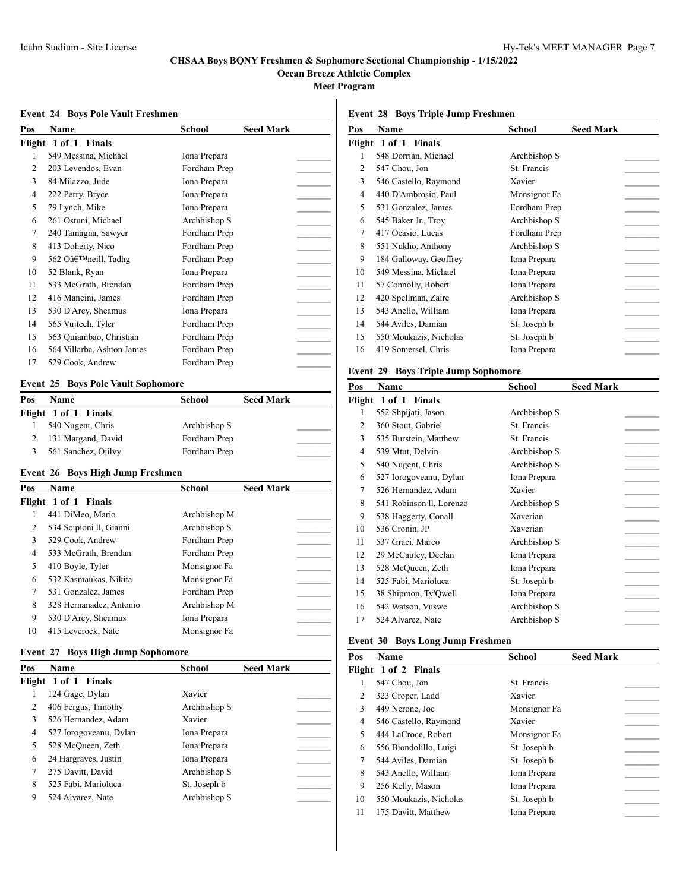## CHSAA Boys BQNY Freshmen & Sophomore Sectional Championship - 1/15/2022

### Ocean Breeze Athletic Complex

### Meet Program

#### Event 24 Boys Pole Vault Freshmen

| Pos | Name | School | Seed Mark |
|---|---|---|---|
| **Flight 1 of 1 Finals** | | | |
| 1 | 549 Messina, Michael | Iona Prepara | _______ |
| 2 | 203 Levendos, Evan | Fordham Prep | _______ |
| 3 | 84 Milazzo, Jude | Iona Prepara | _______ |
| 4 | 222 Perry, Bryce | Iona Prepara | _______ |
| 5 | 79 Lynch, Mike | Iona Prepara | _______ |
| 6 | 261 Ostuni, Michael | Archbishop S | _______ |
| 7 | 240 Tamagna, Sawyer | Fordham Prep | _______ |
| 8 | 413 Doherty, Nico | Fordham Prep | _______ |
| 9 | 562 Oâ€™neill, Tadhg | Fordham Prep | _______ |
| 10 | 52 Blank, Ryan | Iona Prepara | _______ |
| 11 | 533 McGrath, Brendan | Fordham Prep | _______ |
| 12 | 416 Mancini, James | Fordham Prep | _______ |
| 13 | 530 D'Arcy, Sheamus | Iona Prepara | _______ |
| 14 | 565 Vujtech, Tyler | Fordham Prep | _______ |
| 15 | 563 Quiambao, Christian | Fordham Prep | _______ |
| 16 | 564 Villarba, Ashton James | Fordham Prep | _______ |
| 17 | 529 Cook, Andrew | Fordham Prep | _______ |

#### Event 25 Boys Pole Vault Sophomore

| Pos | Name | School | Seed Mark |
|---|---|---|---|
| **Flight 1 of 1 Finals** | | | |
| 1 | 540 Nugent, Chris | Archbishop S | _______ |
| 2 | 131 Margand, David | Fordham Prep | _______ |
| 3 | 561 Sanchez, Ojilvy | Fordham Prep | _______ |

#### Event 26 Boys High Jump Freshmen

| Pos | Name | School | Seed Mark |
|---|---|---|---|
| **Flight 1 of 1 Finals** | | | |
| 1 | 441 DiMeo, Mario | Archbishop M | _______ |
| 2 | 534 Scipioni ll, Gianni | Archbishop S | _______ |
| 3 | 529 Cook, Andrew | Fordham Prep | _______ |
| 4 | 533 McGrath, Brendan | Fordham Prep | _______ |
| 5 | 410 Boyle, Tyler | Monsignor Fa | _______ |
| 6 | 532 Kasmaukas, Nikita | Monsignor Fa | _______ |
| 7 | 531 Gonzalez, James | Fordham Prep | _______ |
| 8 | 328 Hernanadez, Antonio | Archbishop M | _______ |
| 9 | 530 D'Arcy, Sheamus | Iona Prepara | _______ |
| 10 | 415 Leverock, Nate | Monsignor Fa | _______ |

#### Event 27 Boys High Jump Sophomore

| Pos | Name | School | Seed Mark |
|---|---|---|---|
| **Flight 1 of 1 Finals** | | | |
| 1 | 124 Gage, Dylan | Xavier | _______ |
| 2 | 406 Fergus, Timothy | Archbishop S | _______ |
| 3 | 526 Hernandez, Adam | Xavier | _______ |
| 4 | 527 Iorogoveanu, Dylan | Iona Prepara | _______ |
| 5 | 528 McQueen, Zeth | Iona Prepara | _______ |
| 6 | 24 Hargraves, Justin | Iona Prepara | _______ |
| 7 | 275 Davitt, David | Archbishop S | _______ |
| 8 | 525 Fabi, Marioluca | St. Joseph b | _______ |
| 9 | 524 Alvarez, Nate | Archbishop S | _______ |

#### Event 28 Boys Triple Jump Freshmen

| Pos | Name | School | Seed Mark |
|---|---|---|---|
| **Flight 1 of 1 Finals** | | | |
| 1 | 548 Dorrian, Michael | Archbishop S | _______ |
| 2 | 547 Chou, Jon | St. Francis | _______ |
| 3 | 546 Castello, Raymond | Xavier | _______ |
| 4 | 440 D'Ambrosio, Paul | Monsignor Fa | _______ |
| 5 | 531 Gonzalez, James | Fordham Prep | _______ |
| 6 | 545 Baker Jr., Troy | Archbishop S | _______ |
| 7 | 417 Ocasio, Lucas | Fordham Prep | _______ |
| 8 | 551 Nukho, Anthony | Archbishop S | _______ |
| 9 | 184 Galloway, Geoffrey | Iona Prepara | _______ |
| 10 | 549 Messina, Michael | Iona Prepara | _______ |
| 11 | 57 Connolly, Robert | Iona Prepara | _______ |
| 12 | 420 Spellman, Zaire | Archbishop S | _______ |
| 13 | 543 Anello, William | Iona Prepara | _______ |
| 14 | 544 Aviles, Damian | St. Joseph b | _______ |
| 15 | 550 Moukazis, Nicholas | St. Joseph b | _______ |
| 16 | 419 Somersel, Chris | Iona Prepara | _______ |

#### Event 29 Boys Triple Jump Sophomore

| Pos | Name | School | Seed Mark |
|---|---|---|---|
| **Flight 1 of 1 Finals** | | | |
| 1 | 552 Shpijati, Jason | Archbishop S | _______ |
| 2 | 360 Stout, Gabriel | St. Francis | _______ |
| 3 | 535 Burstein, Matthew | St. Francis | _______ |
| 4 | 539 Mtut, Delvin | Archbishop S | _______ |
| 5 | 540 Nugent, Chris | Archbishop S | _______ |
| 6 | 527 Iorogoveanu, Dylan | Iona Prepara | _______ |
| 7 | 526 Hernandez, Adam | Xavier | _______ |
| 8 | 541 Robinson ll, Lorenzo | Archbishop S | _______ |
| 9 | 538 Haggerty, Conall | Xaverian | _______ |
| 10 | 536 Cronin, JP | Xaverian | _______ |
| 11 | 537 Graci, Marco | Archbishop S | _______ |
| 12 | 29 McCauley, Declan | Iona Prepara | _______ |
| 13 | 528 McQueen, Zeth | Iona Prepara | _______ |
| 14 | 525 Fabi, Marioluca | St. Joseph b | _______ |
| 15 | 38 Shipmon, Ty'Qwell | Iona Prepara | _______ |
| 16 | 542 Watson, Vuswe | Archbishop S | _______ |
| 17 | 524 Alvarez, Nate | Archbishop S | _______ |

#### Event 30 Boys Long Jump Freshmen

| Pos | Name | School | Seed Mark |
|---|---|---|---|
| **Flight 1 of 2 Finals** | | | |
| 1 | 547 Chou, Jon | St. Francis | _______ |
| 2 | 323 Croper, Ladd | Xavier | _______ |
| 3 | 449 Nerone, Joe | Monsignor Fa | _______ |
| 4 | 546 Castello, Raymond | Xavier | _______ |
| 5 | 444 LaCroce, Robert | Monsignor Fa | _______ |
| 6 | 556 Biondolillo, Luigi | St. Joseph b | _______ |
| 7 | 544 Aviles, Damian | St. Joseph b | _______ |
| 8 | 543 Anello, William | Iona Prepara | _______ |
| 9 | 256 Kelly, Mason | Iona Prepara | _______ |
| 10 | 550 Moukazis, Nicholas | St. Joseph b | _______ |
| 11 | 175 Davitt, Matthew | Iona Prepara | _______ |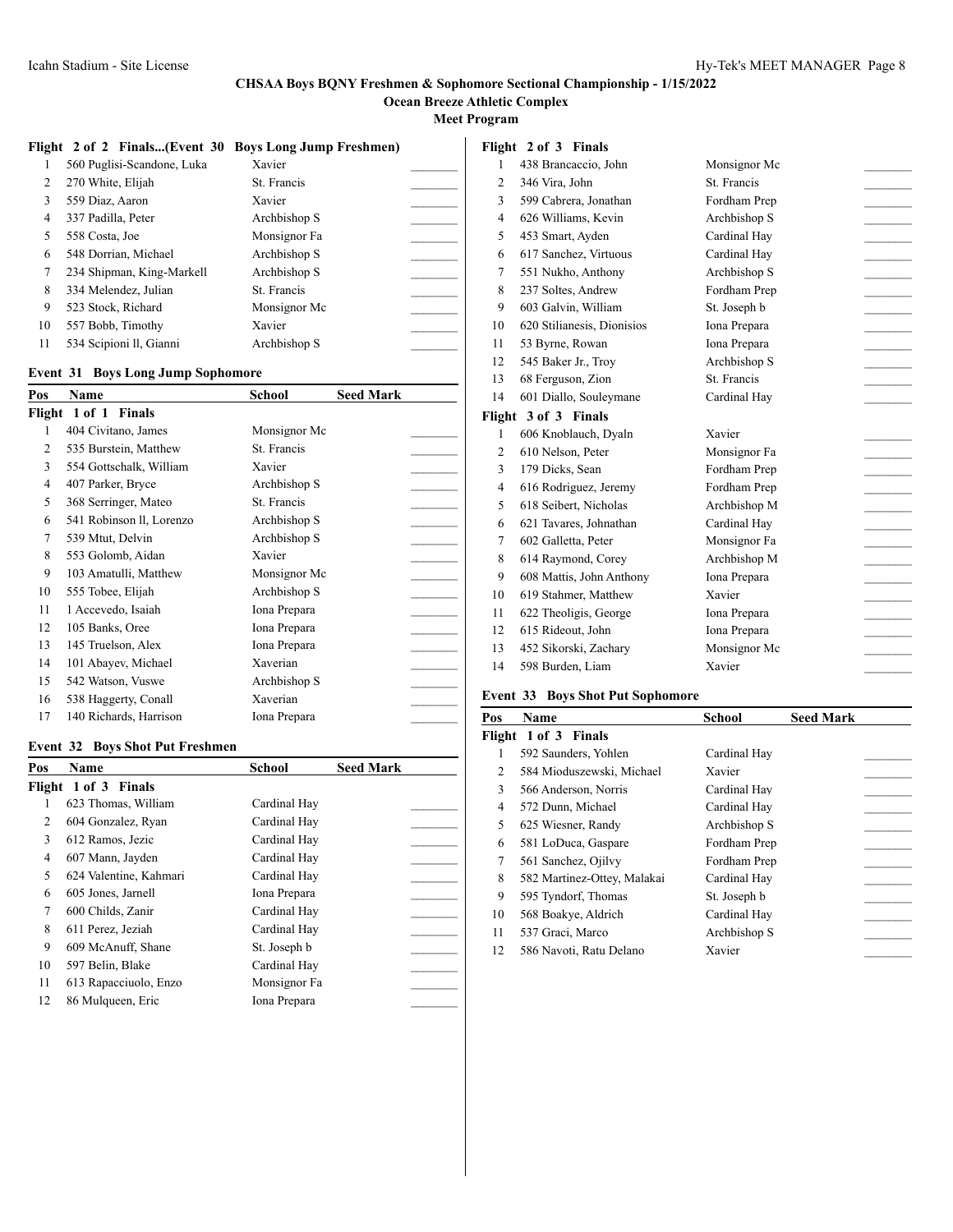# CHSAA Boys BQNY Freshmen & Sophomore Sectional Championship - 1/15/2022

**Ocean Breeze Athletic Complex**

**Meet Program**

**Flight 2 of 2 Finals...(Event 30 Boys Long Jump Freshmen)**

| Pos | Name | School | Seed Mark |
|---|---|---|---|
| 1 | 560 Puglisi-Scandone, Luka | Xavier | _______ |
| 2 | 270 White, Elijah | St. Francis | _______ |
| 3 | 559 Diaz, Aaron | Xavier | _______ |
| 4 | 337 Padilla, Peter | Archbishop S | _______ |
| 5 | 558 Costa, Joe | Monsignor Fa | _______ |
| 6 | 548 Dorrian, Michael | Archbishop S | _______ |
| 7 | 234 Shipman, King-Markell | Archbishop S | _______ |
| 8 | 334 Melendez, Julian | St. Francis | _______ |
| 9 | 523 Stock, Richard | Monsignor Mc | _______ |
| 10 | 557 Bobb, Timothy | Xavier | _______ |
| 11 | 534 Scipioni ll, Gianni | Archbishop S | _______ |

## Event 31 Boys Long Jump Sophomore

| Pos | Name | School | Seed Mark |
|---|---|---|---|
| **Flight 1 of 1 Finals** | | | |
| 1 | 404 Civitano, James | Monsignor Mc | _______ |
| 2 | 535 Burstein, Matthew | St. Francis | _______ |
| 3 | 554 Gottschalk, William | Xavier | _______ |
| 4 | 407 Parker, Bryce | Archbishop S | _______ |
| 5 | 368 Serringer, Mateo | St. Francis | _______ |
| 6 | 541 Robinson ll, Lorenzo | Archbishop S | _______ |
| 7 | 539 Mtut, Delvin | Archbishop S | _______ |
| 8 | 553 Golomb, Aidan | Xavier | _______ |
| 9 | 103 Amatulli, Matthew | Monsignor Mc | _______ |
| 10 | 555 Tobee, Elijah | Archbishop S | _______ |
| 11 | 1 Accevedo, Isaiah | Iona Prepara | _______ |
| 12 | 105 Banks, Oree | Iona Prepara | _______ |
| 13 | 145 Truelson, Alex | Iona Prepara | _______ |
| 14 | 101 Abayev, Michael | Xaverian | _______ |
| 15 | 542 Watson, Vuswe | Archbishop S | _______ |
| 16 | 538 Haggerty, Conall | Xaverian | _______ |
| 17 | 140 Richards, Harrison | Iona Prepara | _______ |

## Event 32 Boys Shot Put Freshmen

| Pos | Name | School | Seed Mark |
|---|---|---|---|
| **Flight 1 of 3 Finals** | | | |
| 1 | 623 Thomas, William | Cardinal Hay | _______ |
| 2 | 604 Gonzalez, Ryan | Cardinal Hay | _______ |
| 3 | 612 Ramos, Jezic | Cardinal Hay | _______ |
| 4 | 607 Mann, Jayden | Cardinal Hay | _______ |
| 5 | 624 Valentine, Kahmari | Cardinal Hay | _______ |
| 6 | 605 Jones, Jarnell | Iona Prepara | _______ |
| 7 | 600 Childs, Zanir | Cardinal Hay | _______ |
| 8 | 611 Perez, Jeziah | Cardinal Hay | _______ |
| 9 | 609 McAnuff, Shane | St. Joseph b | _______ |
| 10 | 597 Belin, Blake | Cardinal Hay | _______ |
| 11 | 613 Rapacciuolo, Enzo | Monsignor Fa | _______ |
| 12 | 86 Mulqueen, Eric | Iona Prepara | _______ |
| **Flight 2 of 3 Finals** | | | |
| 1 | 438 Brancaccio, John | Monsignor Mc | _______ |
| 2 | 346 Vira, John | St. Francis | _______ |
| 3 | 599 Cabrera, Jonathan | Fordham Prep | _______ |
| 4 | 626 Williams, Kevin | Archbishop S | _______ |
| 5 | 453 Smart, Ayden | Cardinal Hay | _______ |
| 6 | 617 Sanchez, Virtuous | Cardinal Hay | _______ |
| 7 | 551 Nukho, Anthony | Archbishop S | _______ |
| 8 | 237 Soltes, Andrew | Fordham Prep | _______ |
| 9 | 603 Galvin, William | St. Joseph b | _______ |
| 10 | 620 Stilianesis, Dionisios | Iona Prepara | _______ |
| 11 | 53 Byrne, Rowan | Iona Prepara | _______ |
| 12 | 545 Baker Jr., Troy | Archbishop S | _______ |
| 13 | 68 Ferguson, Zion | St. Francis | _______ |
| 14 | 601 Diallo, Souleymane | Cardinal Hay | _______ |
| **Flight 3 of 3 Finals** | | | |
| 1 | 606 Knoblauch, Dyaln | Xavier | _______ |
| 2 | 610 Nelson, Peter | Monsignor Fa | _______ |
| 3 | 179 Dicks, Sean | Fordham Prep | _______ |
| 4 | 616 Rodriguez, Jeremy | Fordham Prep | _______ |
| 5 | 618 Seibert, Nicholas | Archbishop M | _______ |
| 6 | 621 Tavares, Johnathan | Cardinal Hay | _______ |
| 7 | 602 Galletta, Peter | Monsignor Fa | _______ |
| 8 | 614 Raymond, Corey | Archbishop M | _______ |
| 9 | 608 Mattis, John Anthony | Iona Prepara | _______ |
| 10 | 619 Stahmer, Matthew | Xavier | _______ |
| 11 | 622 Theoligis, George | Iona Prepara | _______ |
| 12 | 615 Rideout, John | Iona Prepara | _______ |
| 13 | 452 Sikorski, Zachary | Monsignor Mc | _______ |
| 14 | 598 Burden, Liam | Xavier | _______ |

## Event 33 Boys Shot Put Sophomore

| Pos | Name | School | Seed Mark |
|---|---|---|---|
| **Flight 1 of 3 Finals** | | | |
| 1 | 592 Saunders, Yohlen | Cardinal Hay | _______ |
| 2 | 584 Mioduszewski, Michael | Xavier | _______ |
| 3 | 566 Anderson, Norris | Cardinal Hay | _______ |
| 4 | 572 Dunn, Michael | Cardinal Hay | _______ |
| 5 | 625 Wiesner, Randy | Archbishop S | _______ |
| 6 | 581 LoDuca, Gaspare | Fordham Prep | _______ |
| 7 | 561 Sanchez, Ojilvy | Fordham Prep | _______ |
| 8 | 582 Martinez-Ottey, Malakai | Cardinal Hay | _______ |
| 9 | 595 Tyndorf, Thomas | St. Joseph b | _______ |
| 10 | 568 Boakye, Aldrich | Cardinal Hay | _______ |
| 11 | 537 Graci, Marco | Archbishop S | _______ |
| 12 | 586 Navoti, Ratu Delano | Xavier | _______ |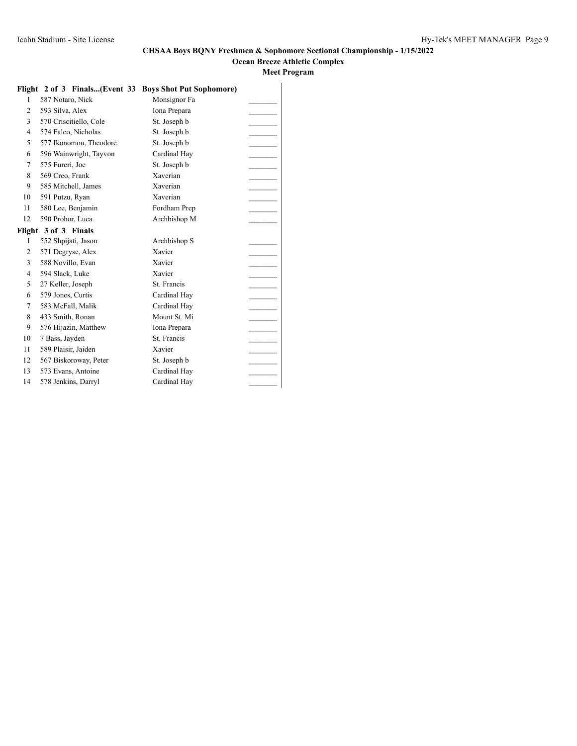**CHSAA Boys BQNY Freshmen & Sophomore Sectional Championship - 1/15/2022**

**Ocean Breeze Athletic Complex**

**Meet Program**

**Flight 2 of 3 Finals...(Event 33 Boys Shot Put Sophomore)**

| | | | |
|---|---|---|---|
| 1 | 587 Notaro, Nick | Monsignor Fa | _______ |
| 2 | 593 Silva, Alex | Iona Prepara | _______ |
| 3 | 570 Criscitiello, Cole | St. Joseph b | _______ |
| 4 | 574 Falco, Nicholas | St. Joseph b | _______ |
| 5 | 577 Ikonomou, Theodore | St. Joseph b | _______ |
| 6 | 596 Wainwright, Tayvon | Cardinal Hay | _______ |
| 7 | 575 Fureri, Joe | St. Joseph b | _______ |
| 8 | 569 Creo, Frank | Xaverian | _______ |
| 9 | 585 Mitchell, James | Xaverian | _______ |
| 10 | 591 Putzu, Ryan | Xaverian | _______ |
| 11 | 580 Lee, Benjamin | Fordham Prep | _______ |
| 12 | 590 Prohor, Luca | Archbishop M | _______ |

**Flight 3 of 3 Finals**

| | | | |
|---|---|---|---|
| 1 | 552 Shpijati, Jason | Archbishop S | _______ |
| 2 | 571 Degryse, Alex | Xavier | _______ |
| 3 | 588 Novillo, Evan | Xavier | _______ |
| 4 | 594 Slack, Luke | Xavier | _______ |
| 5 | 27 Keller, Joseph | St. Francis | _______ |
| 6 | 579 Jones, Curtis | Cardinal Hay | _______ |
| 7 | 583 McFall, Malik | Cardinal Hay | _______ |
| 8 | 433 Smith, Ronan | Mount St. Mi | _______ |
| 9 | 576 Hijazin, Matthew | Iona Prepara | _______ |
| 10 | 7 Bass, Jayden | St. Francis | _______ |
| 11 | 589 Plaisir, Jaiden | Xavier | _______ |
| 12 | 567 Biskoroway, Peter | St. Joseph b | _______ |
| 13 | 573 Evans, Antoine | Cardinal Hay | _______ |
| 14 | 578 Jenkins, Darryl | Cardinal Hay | _______ |